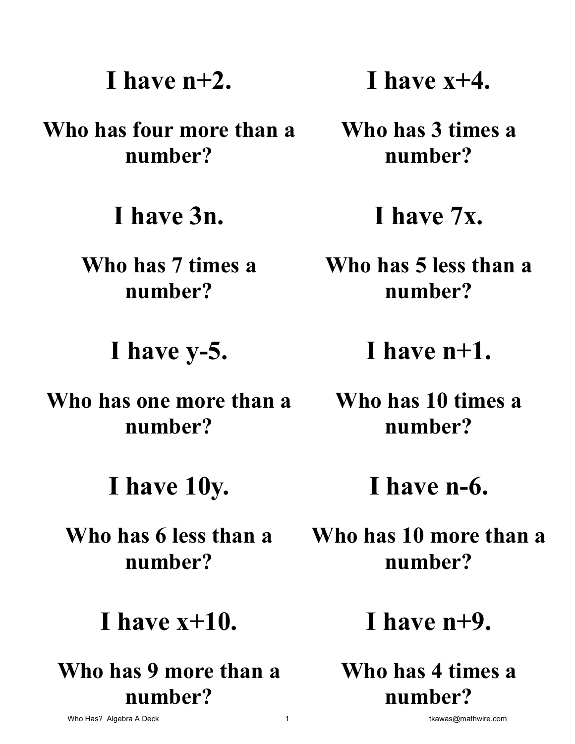**I have $n+2$.**

**Who has four more than a number?**

**I have $x+4$.**

**Who has 3 times a number?**

**I have $3n$.**

**Who has 7 times a number?**

**I have $7x$.**

**Who has 5 less than a number?**

**I have $y-5$.**

**Who has one more than a number?**

**I have $n+1$.**

**Who has 10 times a number?**

**I have $10y$.**

**Who has 6 less than a number?**

**I have $n-6$.**

**Who has 10 more than a number?**

**I have $x+10$.**

**Who has 9 more than a number?**

**I have $n+9$.**

**Who has 4 times a number?**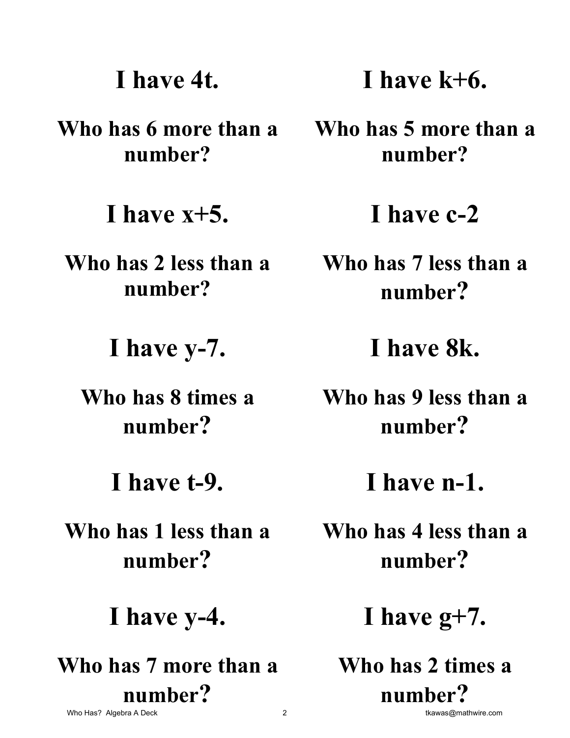**I have $4t$.**

**Who has 6 more than a number?**

**I have $x+5$.**

**Who has 2 less than a number?**

**I have $y-7$.**

**Who has 8 times a number?**

**I have $t-9$.**

**Who has 1 less than a number?**

**I have $y-4$.**

**Who has 7 more than a number?**

**I have $k+6$.**

**Who has 5 more than a number?**

**I have $c-2$**

**Who has 7 less than a number?**

**I have $8k$.**

**Who has 9 less than a number?**

**I have $n-1$.**

**Who has 4 less than a number?**

**I have $g+7$.**

**Who has 2 times a number?**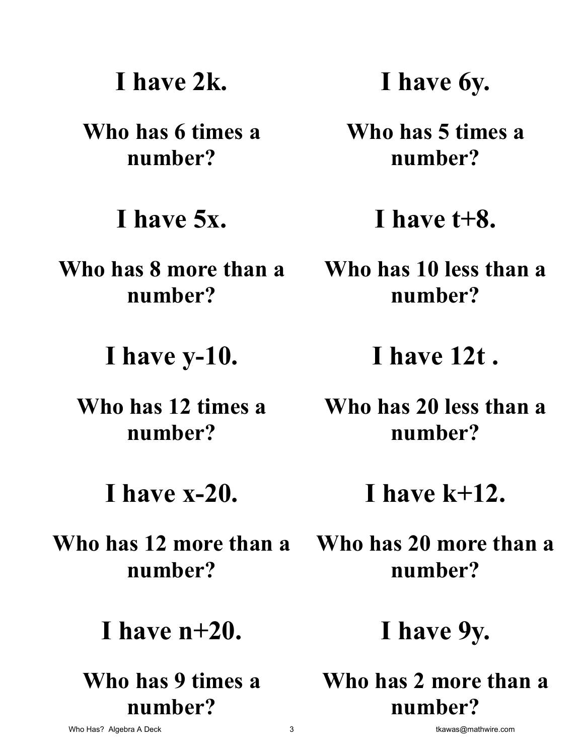**I have 2k.**

**Who has 6 times a number?**

**I have 6y.**

**Who has 5 times a number?**

**I have 5x.**

**Who has 8 more than a number?**

**I have t+8.**

**Who has 10 less than a number?**

**I have y-10.**

**Who has 12 times a number?**

**I have 12t .**

**Who has 20 less than a number?**

**I have x-20.**

**Who has 12 more than a number?**

**I have k+12.**

**Who has 20 more than a number?**

**I have n+20.**

**Who has 9 times a number?**

**I have 9y.**

**Who has 2 more than a number?**